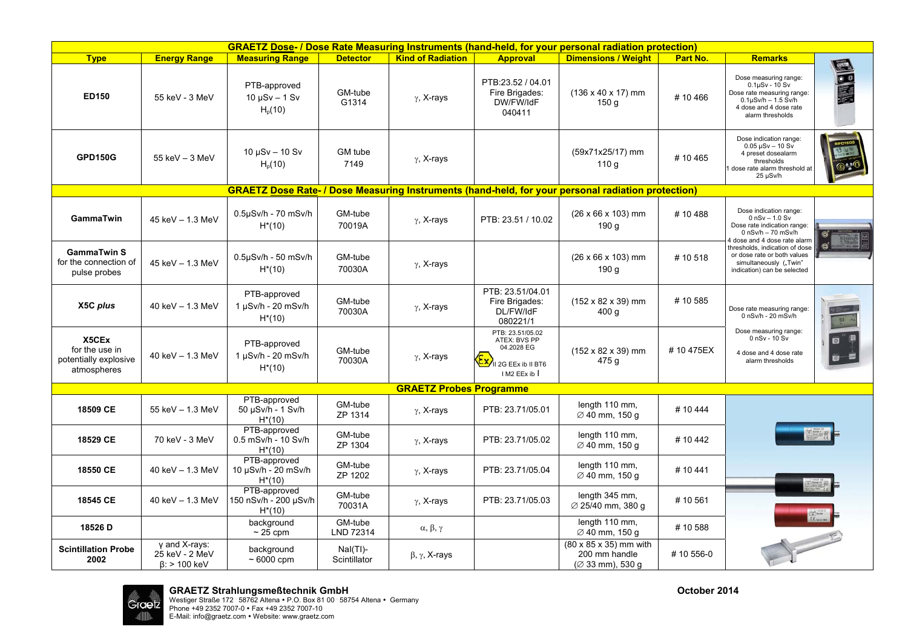| GRAETZ **Dose**- / Dose Rate Measuring Instruments (hand-held, for your personal radiation protection) | | | | | | | | |
|---|---|---|---|---|---|---|---|---|
| **Type** | **Energy Range** | **Measuring Range** | **Detector** | **Kind of Radiation** | **Approval** | **Dimensions / Weight** | **Part No.** | **Remarks** |
| **ED150** | 55 keV - 3 MeV | PTB-approved 10 µSv – 1 Sv $H_p(10)$ | GM-tube G1314 | γ, X-rays | PTB:23.52 / 04.01 Fire Brigades: DW/FW/IdF 040411 | (136 x 40 x 17) mm 150 g | # 10 466 | Dose measuring range: 0.1µSv - 10 Sv Dose rate measuring range: 0.1µSv/h – 1.5 Sv/h 4 dose and 4 dose rate alarm thresholds |
| **GPD150G** | 55 keV – 3 MeV | 10 µSv – 10 Sv $H_p(10)$ | GM tube 7149 | γ, X-rays | | (59x71x25/17) mm 110 g | # 10 465 | Dose indication range: 0.05 µSv – 10 Sv 4 preset dosealarm thresholds 1 dose rate alarm threshold at 25 µSv/h |
| GRAETZ **Dose Rate**- / Dose Measuring Instruments (hand-held, for your personal radiation protection) | | | | | | | | |
| **GammaTwin** | 45 keV – 1.3 MeV | 0.5µSv/h - 70 mSv/h H*(10) | GM-tube 70019A | γ, X-rays | PTB: 23.51 / 10.02 | (26 x 66 x 103) mm 190 g | # 10 488 | Dose indication range: 0 nSv – 1.0 Sv Dose rate indication range: 0 nSv/h – 70 mSv/h 4 dose and 4 dose rate alarm thresholds, indication of dose or dose rate or both values simultaneously („Twin" indication) can be selected |
| **GammaTwin S** for the connection of pulse probes | 45 keV – 1.3 MeV | 0.5µSv/h - 50 mSv/h H*(10) | GM-tube 70030A | γ, X-rays | | (26 x 66 x 103) mm 190 g | # 10 518 | |
| **X5C *plus*** | 40 keV – 1.3 MeV | PTB-approved 1 µSv/h - 20 mSv/h H*(10) | GM-tube 70030A | γ, X-rays | PTB: 23.51/04.01 Fire Brigades: DL/FW/IdF 080221/1 | (152 x 82 x 39) mm 400 g | # 10 585 | Dose rate measuring range: 0 nSv/h - 20 mSv/h Dose measuring range: 0 nSv - 10 Sv 4 dose and 4 dose rate alarm thresholds |
| **X5CEx** for the use in potentially explosive atmospheres | 40 keV – 1.3 MeV | PTB-approved 1 µSv/h - 20 mSv/h H*(10) | GM-tube 70030A | γ, X-rays | PTB: 23.51/05.02 ATEX: BVS PP 04.2028 EG Ex II 2G EEx ib II BT6 I M2 EEx ib I | (152 x 82 x 39) mm 475 g | # 10 475EX | |
| **GRAETZ Probes Programme** | | | | | | | | |
| **18509 CE** | 55 keV – 1.3 MeV | PTB-approved 50 µSv/h - 1 Sv/h H*(10) | GM-tube ZP 1314 | γ, X-rays | PTB: 23.71/05.01 | length 110 mm, ∅ 40 mm, 150 g | # 10 444 | |
| **18529 CE** | 70 keV - 3 MeV | PTB-approved 0.5 mSv/h - 10 Sv/h H*(10) | GM-tube ZP 1304 | γ, X-rays | PTB: 23.71/05.02 | length 110 mm, ∅ 40 mm, 150 g | # 10 442 | |
| **18550 CE** | 40 keV – 1.3 MeV | PTB-approved 10 µSv/h - 20 mSv/h H*(10) | GM-tube ZP 1202 | γ, X-rays | PTB: 23.71/05.04 | length 110 mm, ∅ 40 mm, 150 g | # 10 441 | |
| **18545 CE** | 40 keV – 1.3 MeV | PTB-approved 150 nSv/h - 200 µSv/h H*(10) | GM-tube 70031A | γ, X-rays | PTB: 23.71/05.03 | length 345 mm, ∅ 25/40 mm, 380 g | # 10 561 | |
| **18526 D** | | background ~ 25 cpm | GM-tube LND 72314 | α, β, γ | | length 110 mm, ∅ 40 mm, 150 g | # 10 588 | |
| **Scintillation Probe 2002** | γ and X-rays: 25 keV - 2 MeV β: > 100 keV | background ~ 6000 cpm | NaI(Tl)-Scintillator | β, γ, X-rays | | (80 x 85 x 35) mm with 200 mm handle (∅ 33 mm), 530 g | # 10 556-0 | |

**GRAETZ Strahlungsmeßtechnik GmbH**
Westiger Straße 172 · 58762 Altena • P.O. Box 81 00 · 58754 Altena • Germany
Phone +49 2352 7007-0 • Fax +49 2352 7007-10
E-Mail: info@graetz.com • Website: www.graetz.com

October 2014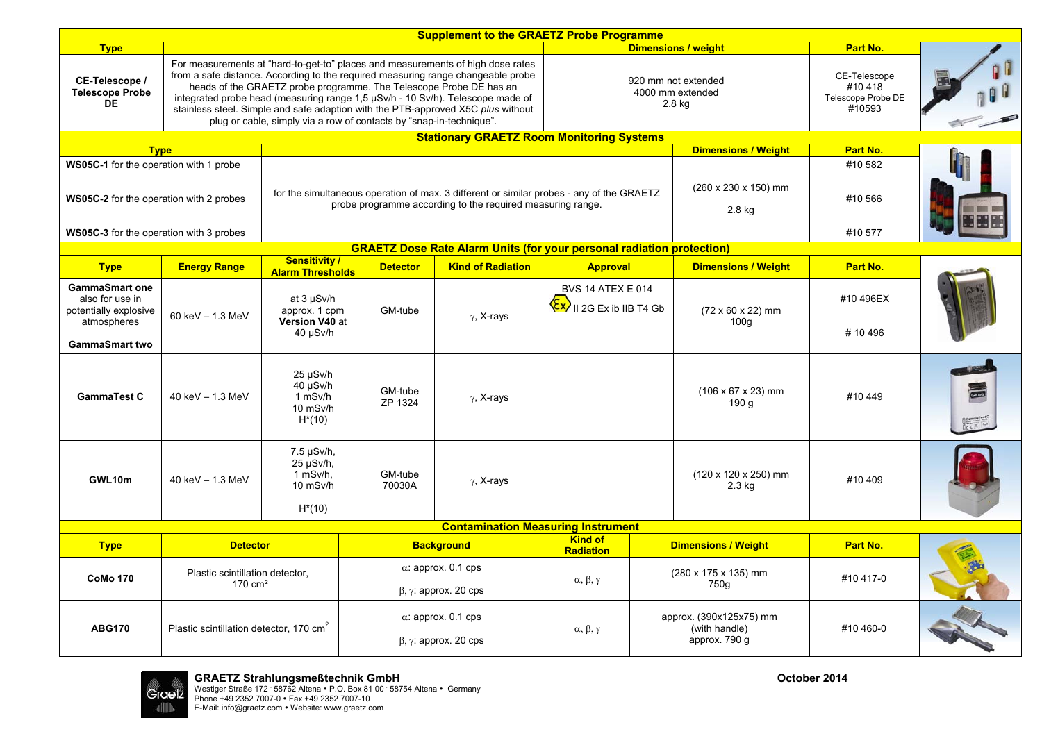## Supplement to the GRAETZ Probe Programme

| Type | | Dimensions / weight | Part No. |
|---|---|---|---|
| **CE-Telescope / Telescope Probe DE** | For measurements at "hard-to-get-to" places and measurements of high dose rates from a safe distance. According to the required measuring range changeable probe heads of the GRAETZ probe programme. The Telescope Probe DE has an integrated probe head (measuring range 1,5 µSv/h - 10 Sv/h). Telescope made of stainless steel. Simple and safe adaption with the PTB-approved X5C *plus* without plug or cable, simply via a row of contacts by "snap-in-technique". | 920 mm not extended<br>4000 mm extended<br>2.8 kg | CE-Telescope #10 418<br>Telescope Probe DE #10593 |

## Stationary GRAETZ Room Monitoring Systems

| Type | | Dimensions / Weight | Part No. |
|---|---|---|---|
| **WS05C-1** for the operation with 1 probe | for the simultaneous operation of max. 3 different or similar probes - any of the GRAETZ probe programme according to the required measuring range. | (260 x 230 x 150) mm<br>2.8 kg | #10 582 |
| **WS05C-2** for the operation with 2 probes | | | #10 566 |
| **WS05C-3** for the operation with 3 probes | | | #10 577 |

## GRAETZ Dose Rate Alarm Units (for your personal radiation protection)

| Type | Energy Range | Sensitivity / Alarm Thresholds | Detector | Kind of Radiation | Approval | Dimensions / Weight | Part No. |
|---|---|---|---|---|---|---|---|
| **GammaSmart one** also for use in potentially explosive atmospheres<br>**GammaSmart two** | 60 keV – 1.3 MeV | at 3 µSv/h approx. 1 cpm<br>**Version V40** at 40 µSv/h | GM-tube | γ, X-rays | BVS 14 ATEX E 014<br>Ex II 2G Ex ib IIB T4 Gb | (72 x 60 x 22) mm<br>100g | #10 496EX<br># 10 496 |
| **GammaTest C** | 40 keV – 1.3 MeV | 25 µSv/h<br>40 µSv/h<br>1 mSv/h<br>10 mSv/h<br>H*(10) | GM-tube ZP 1324 | γ, X-rays | | (106 x 67 x 23) mm<br>190 g | #10 449 |
| **GWL10m** | 40 keV – 1.3 MeV | 7.5 µSv/h,<br>25 µSv/h,<br>1 mSv/h,<br>10 mSv/h<br>H*(10) | GM-tube 70030A | γ, X-rays | | (120 x 120 x 250) mm<br>2.3 kg | #10 409 |

## Contamination Measuring Instrument

| Type | Detector | Background | Kind of Radiation | Dimensions / Weight | Part No. |
|---|---|---|---|---|---|
| **CoMo 170** | Plastic scintillation detector, 170 cm² | α: approx. 0.1 cps<br>β, γ: approx. 20 cps | α, β, γ | (280 x 175 x 135) mm<br>750g | #10 417-0 |
| **ABG170** | Plastic scintillation detector, 170 cm² | α: approx. 0.1 cps<br>β, γ: approx. 20 cps | α, β, γ | approx. (390x125x75) mm (with handle)<br>approx. 790 g | #10 460-0 |

**GRAETZ Strahlungsmeßtechnik GmbH**
Westiger Straße 172 · 58762 Altena • P.O. Box 81 00 · 58754 Altena • Germany
Phone +49 2352 7007-0 • Fax +49 2352 7007-10
E-Mail: info@graetz.com • Website: www.graetz.com

**October 2014**